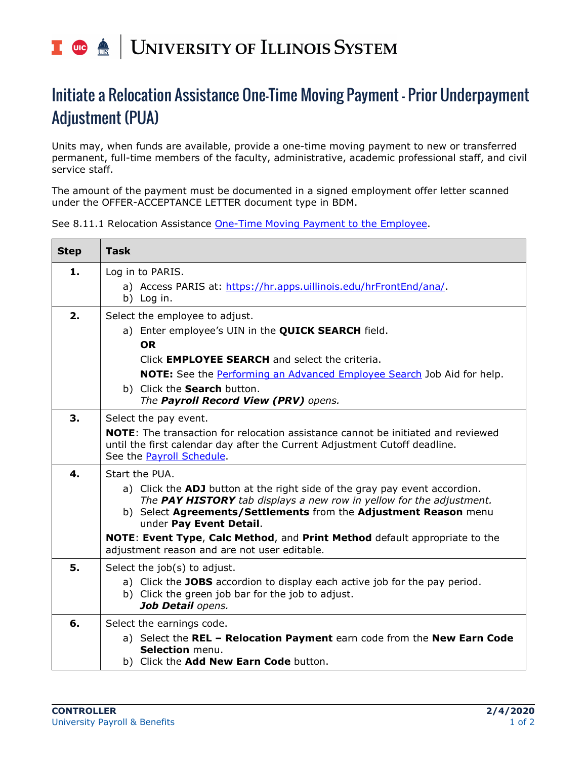# Initiate a Relocation Assistance One-Time Moving Payment - Prior Underpayment Adjustment (PUA)

Units may, when funds are available, provide a one-time moving payment to new or transferred permanent, full-time members of the faculty, administrative, academic professional staff, and civil service staff.

The amount of the payment must be documented in a signed employment offer letter scanned under the OFFER-ACCEPTANCE LETTER document type in BDM.

See 8.11.1 Relocation Assistance One-Time Moving Payment to the Employee.

| Step | Task |
|---|---|
| **1.** | Log in to PARIS.<br>a) Access PARIS at: https://hr.apps.uillinois.edu/hrFrontEnd/ana/.<br>b) Log in. |
| **2.** | Select the employee to adjust.<br>a) Enter employee's UIN in the **QUICK SEARCH** field.<br>**OR**<br>Click **EMPLOYEE SEARCH** and select the criteria.<br>**NOTE:** See the Performing an Advanced Employee Search Job Aid for help.<br>b) Click the **Search** button.<br>*The **Payroll Record View (PRV)** opens.* |
| **3.** | Select the pay event.<br>**NOTE**: The transaction for relocation assistance cannot be initiated and reviewed until the first calendar day after the Current Adjustment Cutoff deadline. See the Payroll Schedule. |
| **4.** | Start the PUA.<br>a) Click the **ADJ** button at the right side of the gray pay event accordion.<br>*The **PAY HISTORY** tab displays a new row in yellow for the adjustment.*<br>b) Select **Agreements/Settlements** from the **Adjustment Reason** menu under **Pay Event Detail**.<br>**NOTE**: **Event Type**, **Calc Method**, and **Print Method** default appropriate to the adjustment reason and are not user editable. |
| **5.** | Select the job(s) to adjust.<br>a) Click the **JOBS** accordion to display each active job for the pay period.<br>b) Click the green job bar for the job to adjust.<br>***Job Detail** opens.* |
| **6.** | Select the earnings code.<br>a) Select the **REL – Relocation Payment** earn code from the **New Earn Code Selection** menu.<br>b) Click the **Add New Earn Code** button. |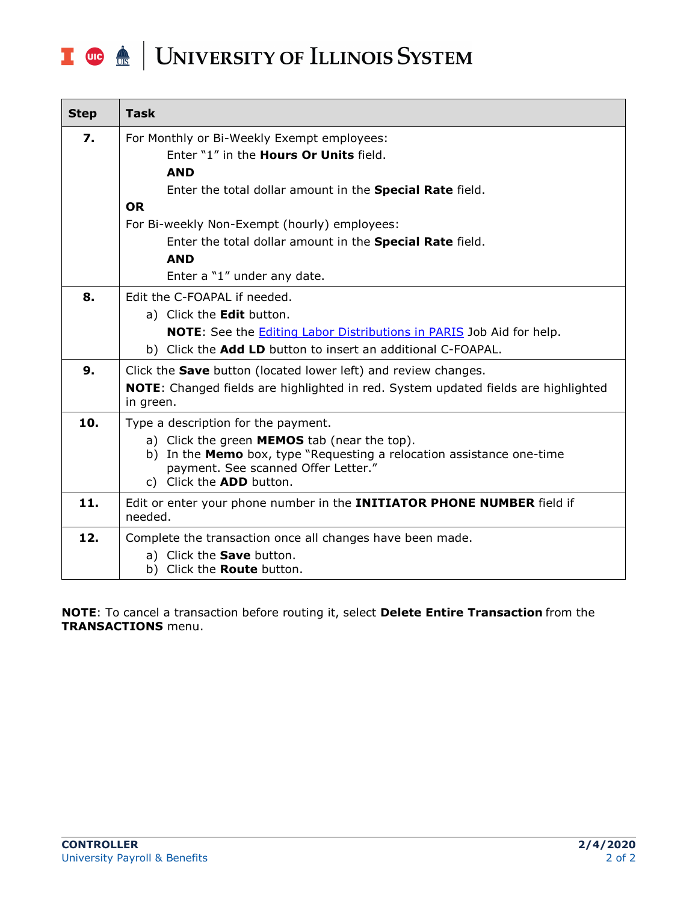| Step | Task |
| --- | --- |
| **7.** | For Monthly or Bi-Weekly Exempt employees: Enter "1" in the **Hours Or Units** field. **AND** Enter the total dollar amount in the **Special Rate** field. **OR** For Bi-weekly Non-Exempt (hourly) employees: Enter the total dollar amount in the **Special Rate** field. **AND** Enter a "1" under any date. |
| **8.** | Edit the C-FOAPAL if needed. a) Click the **Edit** button. **NOTE**: See the [Editing Labor Distributions in PARIS] Job Aid for help. b) Click the **Add LD** button to insert an additional C-FOAPAL. |
| **9.** | Click the **Save** button (located lower left) and review changes. **NOTE**: Changed fields are highlighted in red. System updated fields are highlighted in green. |
| **10.** | Type a description for the payment. a) Click the green **MEMOS** tab (near the top). b) In the **Memo** box, type "Requesting a relocation assistance one-time payment. See scanned Offer Letter." c) Click the **ADD** button. |
| **11.** | Edit or enter your phone number in the **INITIATOR PHONE NUMBER** field if needed. |
| **12.** | Complete the transaction once all changes have been made. a) Click the **Save** button. b) Click the **Route** button. |

**NOTE**: To cancel a transaction before routing it, select **Delete Entire Transaction** from the **TRANSACTIONS** menu.